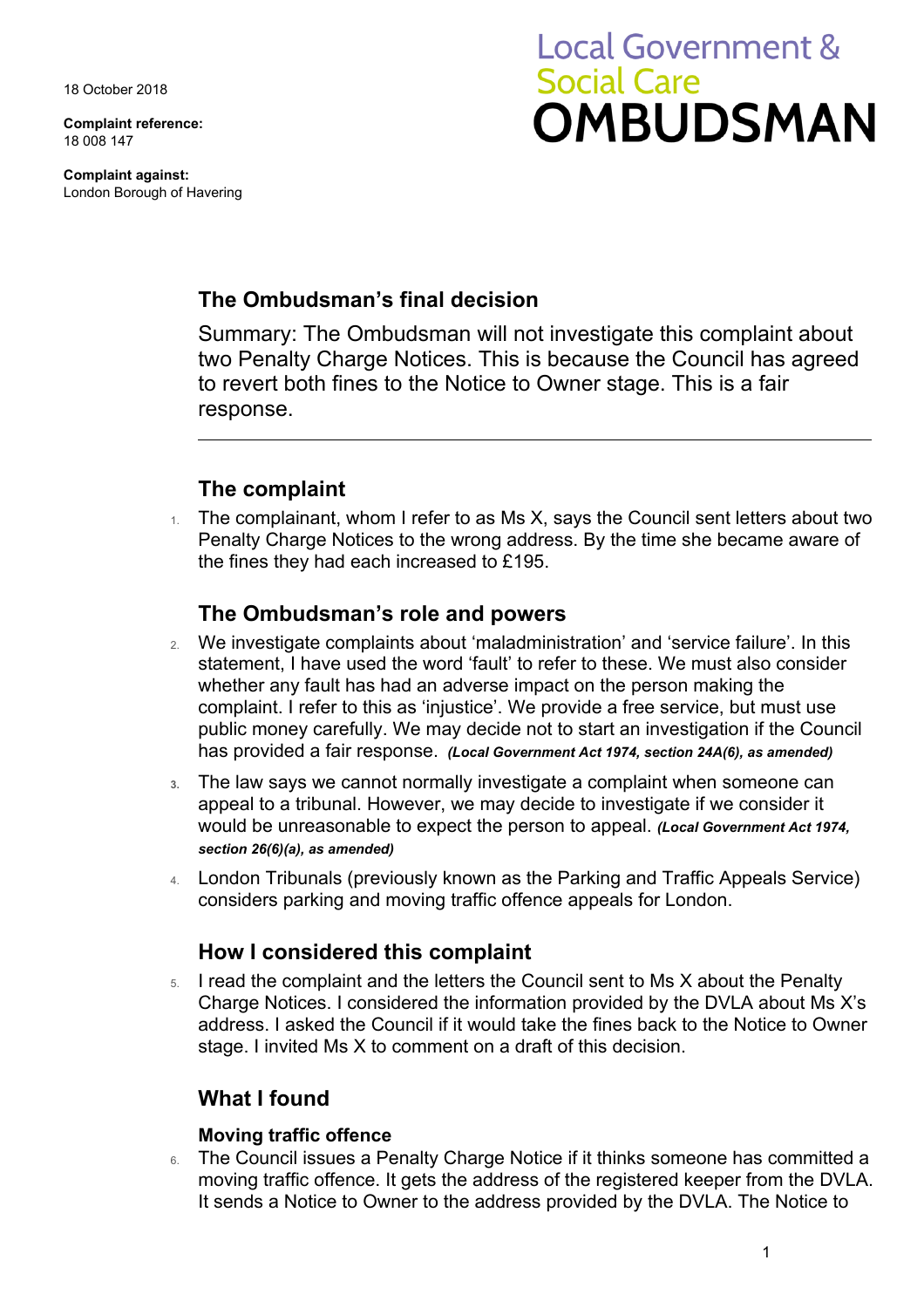18 October 2018

**Complaint reference:**
18 008 147

**Complaint against:**
London Borough of Havering

# Local Government & Social Care OMBUDSMAN

## The Ombudsman's final decision

Summary: The Ombudsman will not investigate this complaint about two Penalty Charge Notices. This is because the Council has agreed to revert both fines to the Notice to Owner stage. This is a fair response.

---

## The complaint

1. The complainant, whom I refer to as Ms X, says the Council sent letters about two Penalty Charge Notices to the wrong address. By the time she became aware of the fines they had each increased to £195.

## The Ombudsman's role and powers

2. We investigate complaints about 'maladministration' and 'service failure'. In this statement, I have used the word 'fault' to refer to these. We must also consider whether any fault has had an adverse impact on the person making the complaint. I refer to this as 'injustice'. We provide a free service, but must use public money carefully. We may decide not to start an investigation if the Council has provided a fair response. ***(Local Government Act 1974, section 24A(6), as amended)***

3. The law says we cannot normally investigate a complaint when someone can appeal to a tribunal. However, we may decide to investigate if we consider it would be unreasonable to expect the person to appeal. ***(Local Government Act 1974, section 26(6)(a), as amended)***

4. London Tribunals (previously known as the Parking and Traffic Appeals Service) considers parking and moving traffic offence appeals for London.

## How I considered this complaint

5. I read the complaint and the letters the Council sent to Ms X about the Penalty Charge Notices. I considered the information provided by the DVLA about Ms X's address. I asked the Council if it would take the fines back to the Notice to Owner stage. I invited Ms X to comment on a draft of this decision.

## What I found

### Moving traffic offence

6. The Council issues a Penalty Charge Notice if it thinks someone has committed a moving traffic offence. It gets the address of the registered keeper from the DVLA. It sends a Notice to Owner to the address provided by the DVLA. The Notice to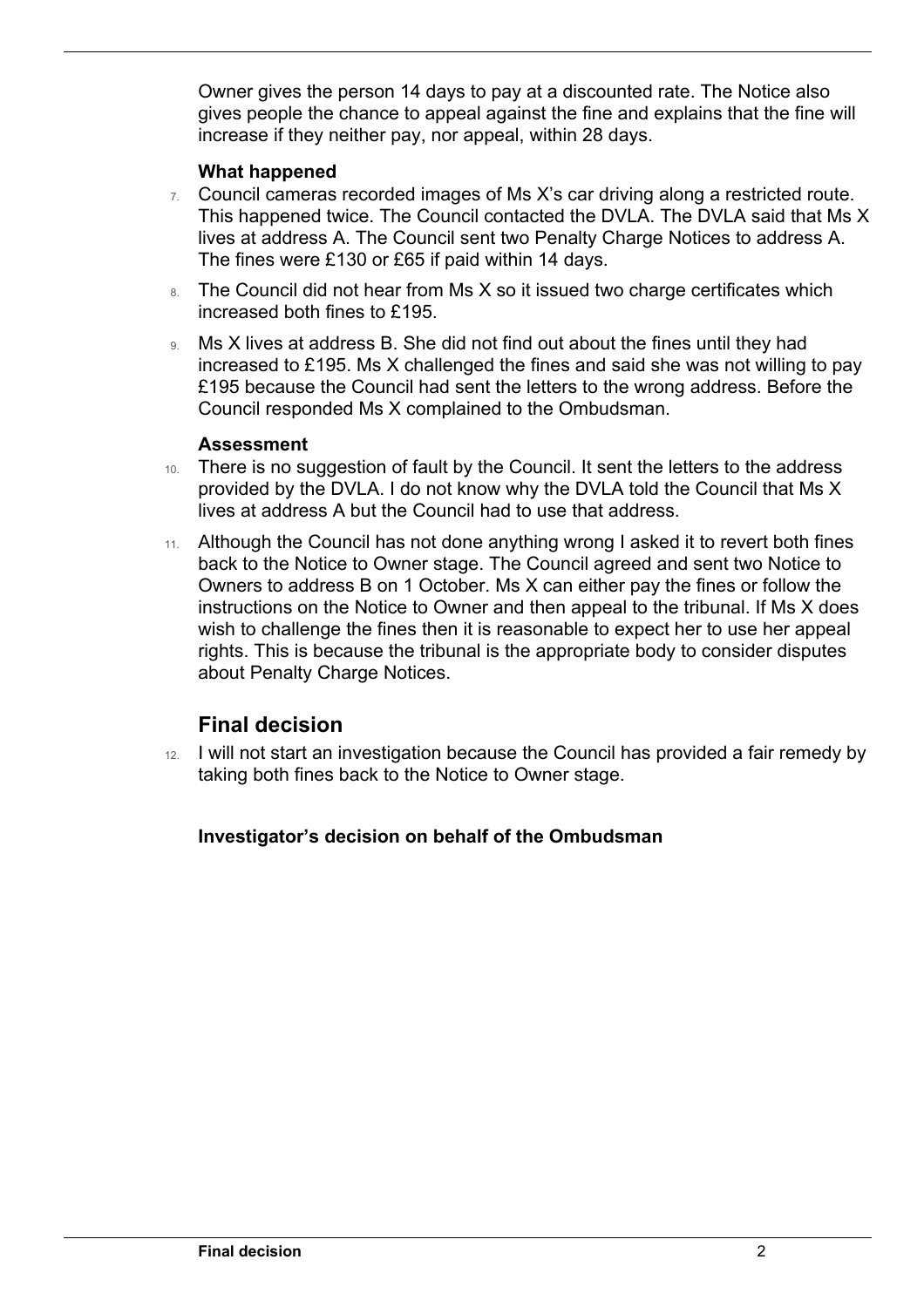Owner gives the person 14 days to pay at a discounted rate. The Notice also gives people the chance to appeal against the fine and explains that the fine will increase if they neither pay, nor appeal, within 28 days.

### What happened

7. Council cameras recorded images of Ms X's car driving along a restricted route. This happened twice. The Council contacted the DVLA. The DVLA said that Ms X lives at address A. The Council sent two Penalty Charge Notices to address A. The fines were £130 or £65 if paid within 14 days.

8. The Council did not hear from Ms X so it issued two charge certificates which increased both fines to £195.

9. Ms X lives at address B. She did not find out about the fines until they had increased to £195. Ms X challenged the fines and said she was not willing to pay £195 because the Council had sent the letters to the wrong address. Before the Council responded Ms X complained to the Ombudsman.

### Assessment

10. There is no suggestion of fault by the Council. It sent the letters to the address provided by the DVLA. I do not know why the DVLA told the Council that Ms X lives at address A but the Council had to use that address.

11. Although the Council has not done anything wrong I asked it to revert both fines back to the Notice to Owner stage. The Council agreed and sent two Notice to Owners to address B on 1 October. Ms X can either pay the fines or follow the instructions on the Notice to Owner and then appeal to the tribunal. If Ms X does wish to challenge the fines then it is reasonable to expect her to use her appeal rights. This is because the tribunal is the appropriate body to consider disputes about Penalty Charge Notices.

## Final decision

12. I will not start an investigation because the Council has provided a fair remedy by taking both fines back to the Notice to Owner stage.

**Investigator's decision on behalf of the Ombudsman**